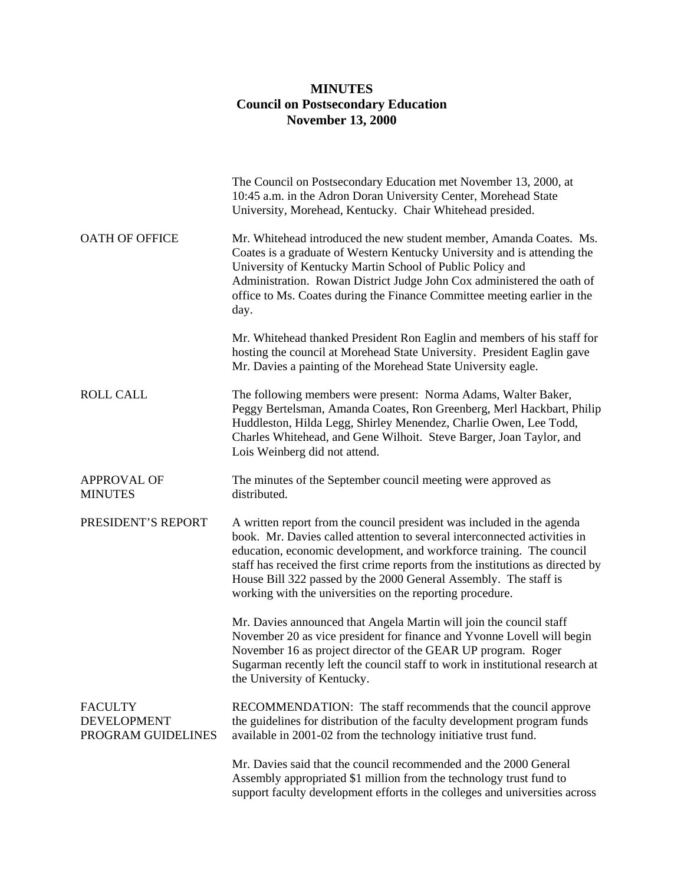# MINUTES
## Council on Postsecondary Education
### November 13, 2000

The Council on Postsecondary Education met November 13, 2000, at 10:45 a.m. in the Adron Doran University Center, Morehead State University, Morehead, Kentucky. Chair Whitehead presided.

**OATH OF OFFICE**

Mr. Whitehead introduced the new student member, Amanda Coates. Ms. Coates is a graduate of Western Kentucky University and is attending the University of Kentucky Martin School of Public Policy and Administration. Rowan District Judge John Cox administered the oath of office to Ms. Coates during the Finance Committee meeting earlier in the day.

Mr. Whitehead thanked President Ron Eaglin and members of his staff for hosting the council at Morehead State University. President Eaglin gave Mr. Davies a painting of the Morehead State University eagle.

**ROLL CALL**

The following members were present: Norma Adams, Walter Baker, Peggy Bertelsman, Amanda Coates, Ron Greenberg, Merl Hackbart, Philip Huddleston, Hilda Legg, Shirley Menendez, Charlie Owen, Lee Todd, Charles Whitehead, and Gene Wilhoit. Steve Barger, Joan Taylor, and Lois Weinberg did not attend.

**APPROVAL OF MINUTES**

The minutes of the September council meeting were approved as distributed.

**PRESIDENT'S REPORT**

A written report from the council president was included in the agenda book. Mr. Davies called attention to several interconnected activities in education, economic development, and workforce training. The council staff has received the first crime reports from the institutions as directed by House Bill 322 passed by the 2000 General Assembly. The staff is working with the universities on the reporting procedure.

Mr. Davies announced that Angela Martin will join the council staff November 20 as vice president for finance and Yvonne Lovell will begin November 16 as project director of the GEAR UP program. Roger Sugarman recently left the council staff to work in institutional research at the University of Kentucky.

**FACULTY DEVELOPMENT PROGRAM GUIDELINES**

RECOMMENDATION: The staff recommends that the council approve the guidelines for distribution of the faculty development program funds available in 2001-02 from the technology initiative trust fund.

Mr. Davies said that the council recommended and the 2000 General Assembly appropriated $1 million from the technology trust fund to support faculty development efforts in the colleges and universities across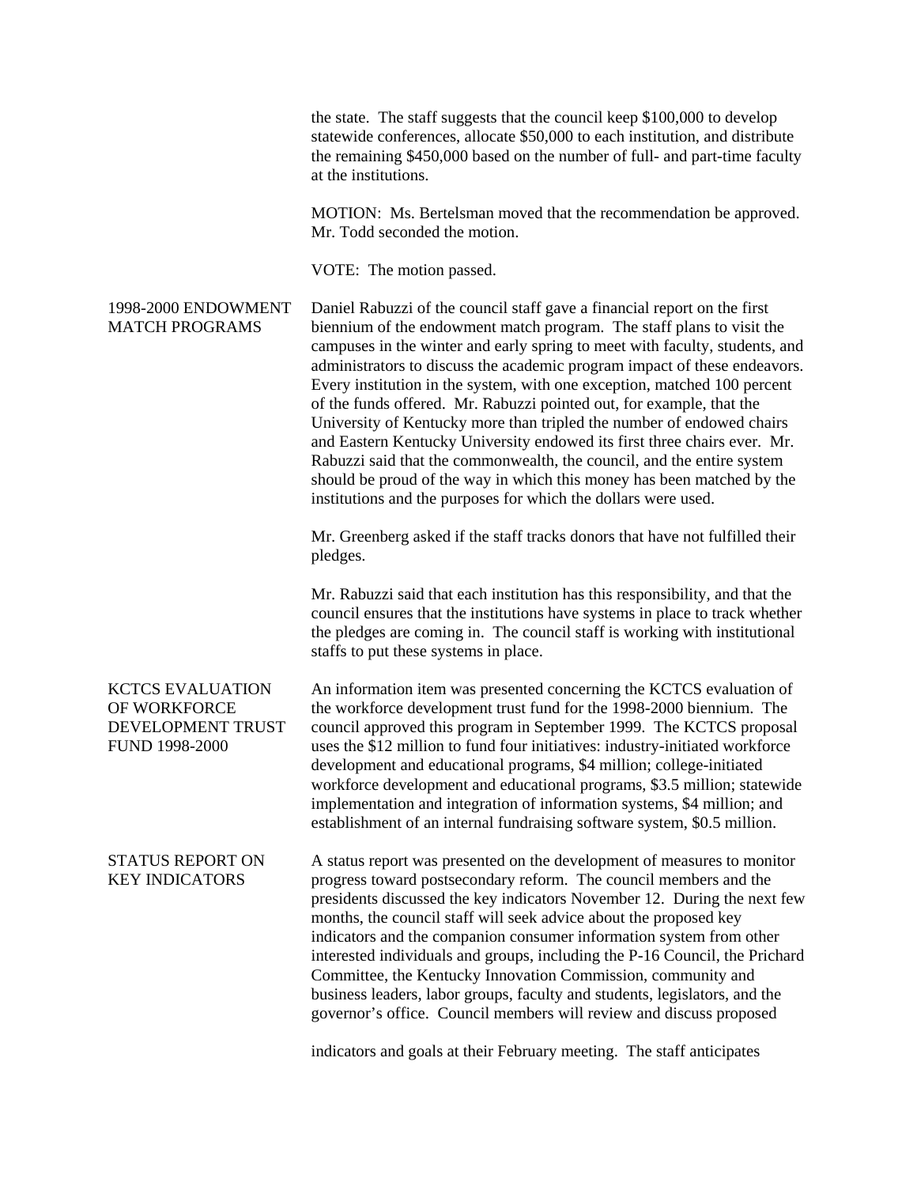the state. The staff suggests that the council keep $100,000 to develop statewide conferences, allocate $50,000 to each institution, and distribute the remaining $450,000 based on the number of full- and part-time faculty at the institutions.

MOTION: Ms. Bertelsman moved that the recommendation be approved. Mr. Todd seconded the motion.

VOTE: The motion passed.

**1998-2000 ENDOWMENT MATCH PROGRAMS**

Daniel Rabuzzi of the council staff gave a financial report on the first biennium of the endowment match program. The staff plans to visit the campuses in the winter and early spring to meet with faculty, students, and administrators to discuss the academic program impact of these endeavors. Every institution in the system, with one exception, matched 100 percent of the funds offered. Mr. Rabuzzi pointed out, for example, that the University of Kentucky more than tripled the number of endowed chairs and Eastern Kentucky University endowed its first three chairs ever. Mr. Rabuzzi said that the commonwealth, the council, and the entire system should be proud of the way in which this money has been matched by the institutions and the purposes for which the dollars were used.

Mr. Greenberg asked if the staff tracks donors that have not fulfilled their pledges.

Mr. Rabuzzi said that each institution has this responsibility, and that the council ensures that the institutions have systems in place to track whether the pledges are coming in. The council staff is working with institutional staffs to put these systems in place.

**KCTCS EVALUATION OF WORKFORCE DEVELOPMENT TRUST FUND 1998-2000**

An information item was presented concerning the KCTCS evaluation of the workforce development trust fund for the 1998-2000 biennium. The council approved this program in September 1999. The KCTCS proposal uses the $12 million to fund four initiatives: industry-initiated workforce development and educational programs, $4 million; college-initiated workforce development and educational programs, $3.5 million; statewide implementation and integration of information systems, $4 million; and establishment of an internal fundraising software system, $0.5 million.

**STATUS REPORT ON KEY INDICATORS**

A status report was presented on the development of measures to monitor progress toward postsecondary reform. The council members and the presidents discussed the key indicators November 12. During the next few months, the council staff will seek advice about the proposed key indicators and the companion consumer information system from other interested individuals and groups, including the P-16 Council, the Prichard Committee, the Kentucky Innovation Commission, community and business leaders, labor groups, faculty and students, legislators, and the governor's office. Council members will review and discuss proposed indicators and goals at their February meeting. The staff anticipates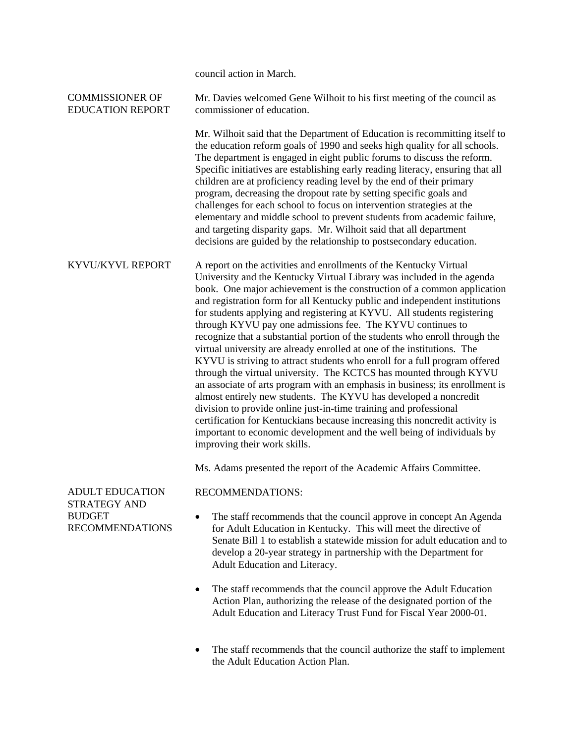council action in March.

**COMMISSIONER OF EDUCATION REPORT**

Mr. Davies welcomed Gene Wilhoit to his first meeting of the council as commissioner of education.

Mr. Wilhoit said that the Department of Education is recommitting itself to the education reform goals of 1990 and seeks high quality for all schools. The department is engaged in eight public forums to discuss the reform. Specific initiatives are establishing early reading literacy, ensuring that all children are at proficiency reading level by the end of their primary program, decreasing the dropout rate by setting specific goals and challenges for each school to focus on intervention strategies at the elementary and middle school to prevent students from academic failure, and targeting disparity gaps. Mr. Wilhoit said that all department decisions are guided by the relationship to postsecondary education.

**KYVU/KYVL REPORT**

A report on the activities and enrollments of the Kentucky Virtual University and the Kentucky Virtual Library was included in the agenda book. One major achievement is the construction of a common application and registration form for all Kentucky public and independent institutions for students applying and registering at KYVU. All students registering through KYVU pay one admissions fee. The KYVU continues to recognize that a substantial portion of the students who enroll through the virtual university are already enrolled at one of the institutions. The KYVU is striving to attract students who enroll for a full program offered through the virtual university. The KCTCS has mounted through KYVU an associate of arts program with an emphasis in business; its enrollment is almost entirely new students. The KYVU has developed a noncredit division to provide online just-in-time training and professional certification for Kentuckians because increasing this noncredit activity is important to economic development and the well being of individuals by improving their work skills.

Ms. Adams presented the report of the Academic Affairs Committee.

**ADULT EDUCATION STRATEGY AND BUDGET RECOMMENDATIONS**

RECOMMENDATIONS:

- The staff recommends that the council approve in concept An Agenda for Adult Education in Kentucky. This will meet the directive of Senate Bill 1 to establish a statewide mission for adult education and to develop a 20-year strategy in partnership with the Department for Adult Education and Literacy.

- The staff recommends that the council approve the Adult Education Action Plan, authorizing the release of the designated portion of the Adult Education and Literacy Trust Fund for Fiscal Year 2000-01.

- The staff recommends that the council authorize the staff to implement the Adult Education Action Plan.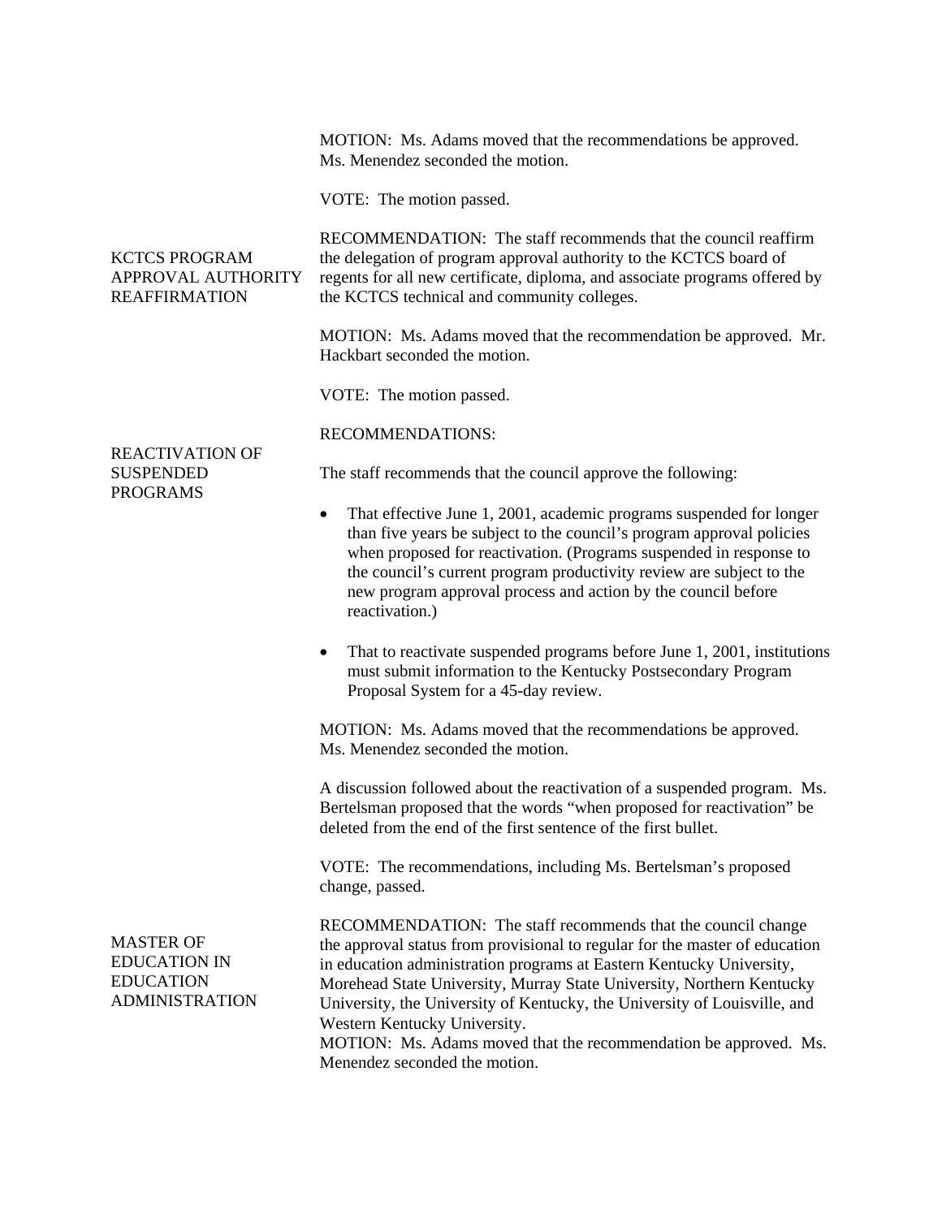MOTION: Ms. Adams moved that the recommendations be approved. Ms. Menendez seconded the motion.

VOTE: The motion passed.

**KCTCS PROGRAM APPROVAL AUTHORITY REAFFIRMATION**

RECOMMENDATION: The staff recommends that the council reaffirm the delegation of program approval authority to the KCTCS board of regents for all new certificate, diploma, and associate programs offered by the KCTCS technical and community colleges.

MOTION: Ms. Adams moved that the recommendation be approved. Mr. Hackbart seconded the motion.

VOTE: The motion passed.

**REACTIVATION OF SUSPENDED PROGRAMS**

RECOMMENDATIONS:

The staff recommends that the council approve the following:

- That effective June 1, 2001, academic programs suspended for longer than five years be subject to the council's program approval policies when proposed for reactivation. (Programs suspended in response to the council's current program productivity review are subject to the new program approval process and action by the council before reactivation.)
- That to reactivate suspended programs before June 1, 2001, institutions must submit information to the Kentucky Postsecondary Program Proposal System for a 45-day review.

MOTION: Ms. Adams moved that the recommendations be approved. Ms. Menendez seconded the motion.

A discussion followed about the reactivation of a suspended program. Ms. Bertelsman proposed that the words "when proposed for reactivation" be deleted from the end of the first sentence of the first bullet.

VOTE: The recommendations, including Ms. Bertelsman's proposed change, passed.

**MASTER OF EDUCATION IN EDUCATION ADMINISTRATION**

RECOMMENDATION: The staff recommends that the council change the approval status from provisional to regular for the master of education in education administration programs at Eastern Kentucky University, Morehead State University, Murray State University, Northern Kentucky University, the University of Kentucky, the University of Louisville, and Western Kentucky University.

MOTION: Ms. Adams moved that the recommendation be approved. Ms. Menendez seconded the motion.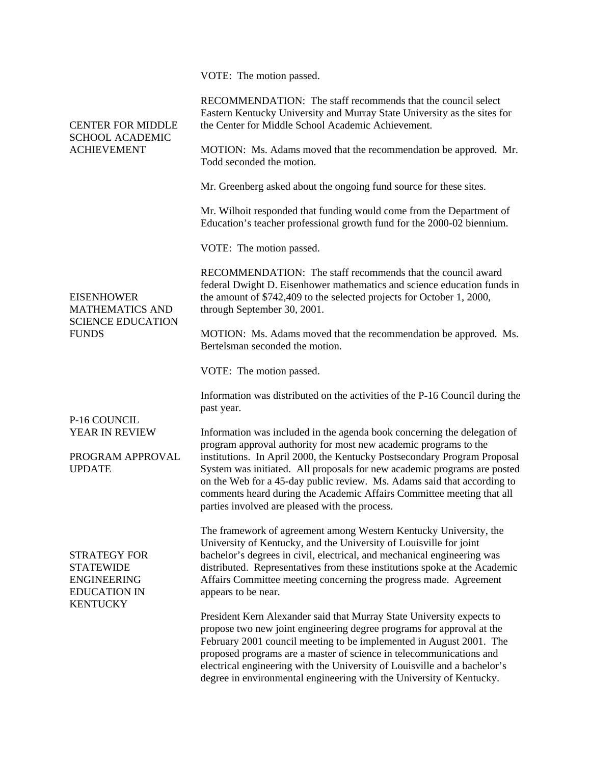VOTE: The motion passed.

**CENTER FOR MIDDLE SCHOOL ACADEMIC ACHIEVEMENT**

RECOMMENDATION: The staff recommends that the council select Eastern Kentucky University and Murray State University as the sites for the Center for Middle School Academic Achievement.

MOTION: Ms. Adams moved that the recommendation be approved. Mr. Todd seconded the motion.

Mr. Greenberg asked about the ongoing fund source for these sites.

Mr. Wilhoit responded that funding would come from the Department of Education's teacher professional growth fund for the 2000-02 biennium.

VOTE: The motion passed.

**EISENHOWER MATHEMATICS AND SCIENCE EDUCATION FUNDS**

RECOMMENDATION: The staff recommends that the council award federal Dwight D. Eisenhower mathematics and science education funds in the amount of $742,409 to the selected projects for October 1, 2000, through September 30, 2001.

MOTION: Ms. Adams moved that the recommendation be approved. Ms. Bertelsman seconded the motion.

VOTE: The motion passed.

**P-16 COUNCIL YEAR IN REVIEW**

Information was distributed on the activities of the P-16 Council during the past year.

**PROGRAM APPROVAL UPDATE**

Information was included in the agenda book concerning the delegation of program approval authority for most new academic programs to the institutions. In April 2000, the Kentucky Postsecondary Program Proposal System was initiated. All proposals for new academic programs are posted on the Web for a 45-day public review. Ms. Adams said that according to comments heard during the Academic Affairs Committee meeting that all parties involved are pleased with the process.

**STRATEGY FOR STATEWIDE ENGINEERING EDUCATION IN KENTUCKY**

The framework of agreement among Western Kentucky University, the University of Kentucky, and the University of Louisville for joint bachelor's degrees in civil, electrical, and mechanical engineering was distributed. Representatives from these institutions spoke at the Academic Affairs Committee meeting concerning the progress made. Agreement appears to be near.

President Kern Alexander said that Murray State University expects to propose two new joint engineering degree programs for approval at the February 2001 council meeting to be implemented in August 2001. The proposed programs are a master of science in telecommunications and electrical engineering with the University of Louisville and a bachelor's degree in environmental engineering with the University of Kentucky.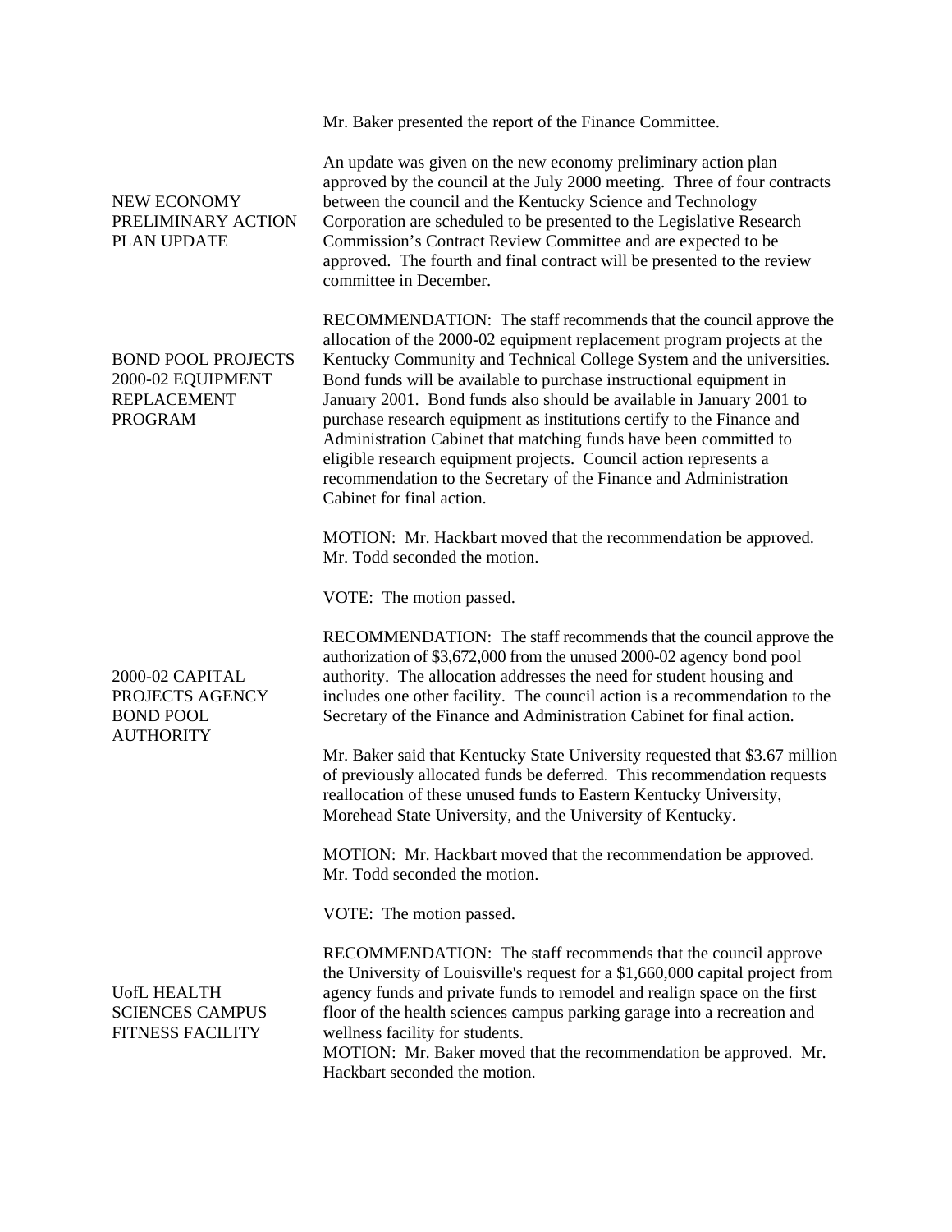Mr. Baker presented the report of the Finance Committee.

**NEW ECONOMY PRELIMINARY ACTION PLAN UPDATE**

An update was given on the new economy preliminary action plan approved by the council at the July 2000 meeting. Three of four contracts between the council and the Kentucky Science and Technology Corporation are scheduled to be presented to the Legislative Research Commission's Contract Review Committee and are expected to be approved. The fourth and final contract will be presented to the review committee in December.

**BOND POOL PROJECTS 2000-02 EQUIPMENT REPLACEMENT PROGRAM**

RECOMMENDATION: The staff recommends that the council approve the allocation of the 2000-02 equipment replacement program projects at the Kentucky Community and Technical College System and the universities. Bond funds will be available to purchase instructional equipment in January 2001. Bond funds also should be available in January 2001 to purchase research equipment as institutions certify to the Finance and Administration Cabinet that matching funds have been committed to eligible research equipment projects. Council action represents a recommendation to the Secretary of the Finance and Administration Cabinet for final action.

MOTION: Mr. Hackbart moved that the recommendation be approved. Mr. Todd seconded the motion.

VOTE: The motion passed.

**2000-02 CAPITAL PROJECTS AGENCY BOND POOL AUTHORITY**

RECOMMENDATION: The staff recommends that the council approve the authorization of $3,672,000 from the unused 2000-02 agency bond pool authority. The allocation addresses the need for student housing and includes one other facility. The council action is a recommendation to the Secretary of the Finance and Administration Cabinet for final action.

Mr. Baker said that Kentucky State University requested that $3.67 million of previously allocated funds be deferred. This recommendation requests reallocation of these unused funds to Eastern Kentucky University, Morehead State University, and the University of Kentucky.

MOTION: Mr. Hackbart moved that the recommendation be approved. Mr. Todd seconded the motion.

VOTE: The motion passed.

**UofL HEALTH SCIENCES CAMPUS FITNESS FACILITY**

RECOMMENDATION: The staff recommends that the council approve the University of Louisville's request for a $1,660,000 capital project from agency funds and private funds to remodel and realign space on the first floor of the health sciences campus parking garage into a recreation and wellness facility for students.

MOTION: Mr. Baker moved that the recommendation be approved. Mr. Hackbart seconded the motion.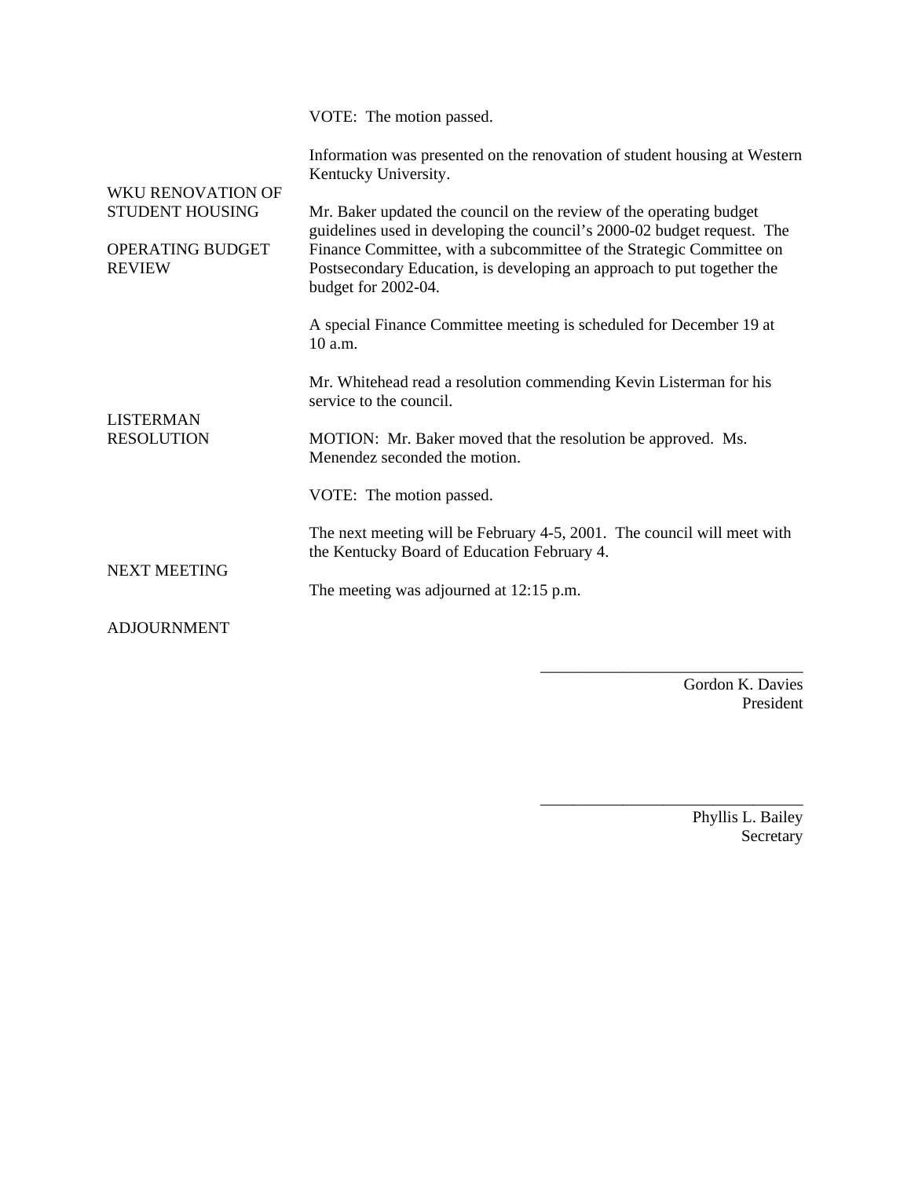VOTE: The motion passed.

**WKU RENOVATION OF STUDENT HOUSING**

Information was presented on the renovation of student housing at Western Kentucky University.

**OPERATING BUDGET REVIEW**

Mr. Baker updated the council on the review of the operating budget guidelines used in developing the council's 2000-02 budget request. The Finance Committee, with a subcommittee of the Strategic Committee on Postsecondary Education, is developing an approach to put together the budget for 2002-04.

A special Finance Committee meeting is scheduled for December 19 at 10 a.m.

**LISTERMAN RESOLUTION**

Mr. Whitehead read a resolution commending Kevin Listerman for his service to the council.

MOTION: Mr. Baker moved that the resolution be approved. Ms. Menendez seconded the motion.

VOTE: The motion passed.

**NEXT MEETING**

The next meeting will be February 4-5, 2001. The council will meet with the Kentucky Board of Education February 4.

**ADJOURNMENT**

The meeting was adjourned at 12:15 p.m.

\_\_\_\_\_\_\_\_\_\_\_\_\_\_\_\_\_\_\_\_\_\_\_\_\_\_\_\_\_\_\_\_\_\_\_
Gordon K. Davies
President

\_\_\_\_\_\_\_\_\_\_\_\_\_\_\_\_\_\_\_\_\_\_\_\_\_\_\_\_\_\_\_\_\_\_\_
Phyllis L. Bailey
Secretary